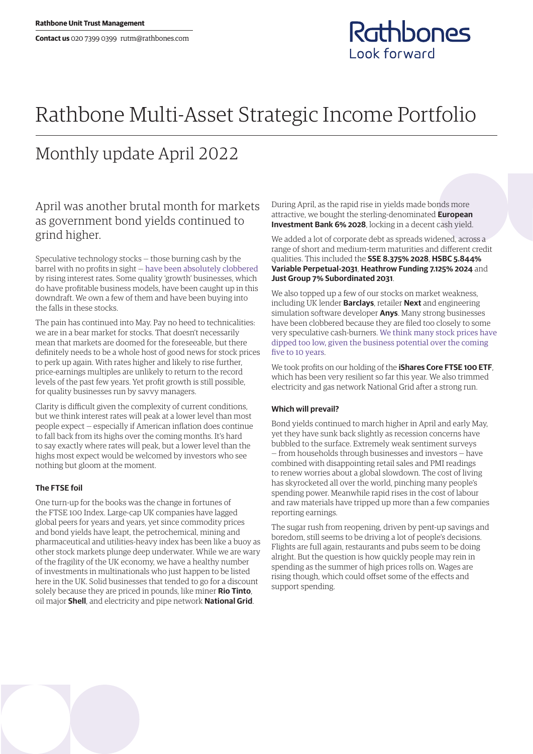Rathbone Unit Trust Management

**Contact us** 020 7399 0399 rutm@rathbones.com

# Rathbone Multi-Asset Strategic Income Portfolio

## Monthly update April 2022

### April was another brutal month for markets as government bond yields continued to grind higher.

Speculative technology stocks – those burning cash by the barrel with no profits in sight – have been absolutely clobbered by rising interest rates. Some quality 'growth' businesses, which do have profitable business models, have been caught up in this downdraft. We own a few of them and have been buying into the falls in these stocks.

The pain has continued into May. Pay no heed to technicalities: we are in a bear market for stocks. That doesn't necessarily mean that markets are doomed for the foreseeable, but there definitely needs to be a whole host of good news for stock prices to perk up again. With rates higher and likely to rise further, price-earnings multiples are unlikely to return to the record levels of the past few years. Yet profit growth is still possible, for quality businesses run by savvy managers.

Clarity is difficult given the complexity of current conditions, but we think interest rates will peak at a lower level than most people expect – especially if American inflation does continue to fall back from its highs over the coming months. It's hard to say exactly where rates will peak, but a lower level than the highs most expect would be welcomed by investors who see nothing but gloom at the moment.

#### The FTSE foil

One turn-up for the books was the change in fortunes of the FTSE 100 Index. Large-cap UK companies have lagged global peers for years and years, yet since commodity prices and bond yields have leapt, the petrochemical, mining and pharmaceutical and utilities-heavy index has been like a buoy as other stock markets plunge deep underwater. While we are wary of the fragility of the UK economy, we have a healthy number of investments in multinationals who just happen to be listed here in the UK. Solid businesses that tended to go for a discount solely because they are priced in pounds, like miner **Rio Tinto**, oil major **Shell**, and electricity and pipe network **National Grid**.

During April, as the rapid rise in yields made bonds more attractive, we bought the sterling-denominated **European Investment Bank 6% 2028**, locking in a decent cash yield.

We added a lot of corporate debt as spreads widened, across a range of short and medium-term maturities and different credit qualities. This included the **SSE 8.375% 2028**, **HSBC 5.844% Variable Perpetual-2031**, **Heathrow Funding 7.125% 2024** and **Just Group 7% Subordinated 2031**.

We also topped up a few of our stocks on market weakness, including UK lender **Barclays**, retailer **Next** and engineering simulation software developer **Anys**. Many strong businesses have been clobbered because they are filed too closely to some very speculative cash-burners. We think many stock prices have dipped too low, given the business potential over the coming five to 10 years.

We took profits on our holding of the **iShares Core FTSE 100 ETF**, which has been very resilient so far this year. We also trimmed electricity and gas network National Grid after a strong run.

#### Which will prevail?

Bond yields continued to march higher in April and early May, yet they have sunk back slightly as recession concerns have bubbled to the surface. Extremely weak sentiment surveys – from households through businesses and investors – have combined with disappointing retail sales and PMI readings to renew worries about a global slowdown. The cost of living has skyrocketed all over the world, pinching many people's spending power. Meanwhile rapid rises in the cost of labour and raw materials have tripped up more than a few companies reporting earnings.

The sugar rush from reopening, driven by pent-up savings and boredom, still seems to be driving a lot of people's decisions. Flights are full again, restaurants and pubs seem to be doing alright. But the question is how quickly people may rein in spending as the summer of high prices rolls on. Wages are rising though, which could offset some of the effects and support spending.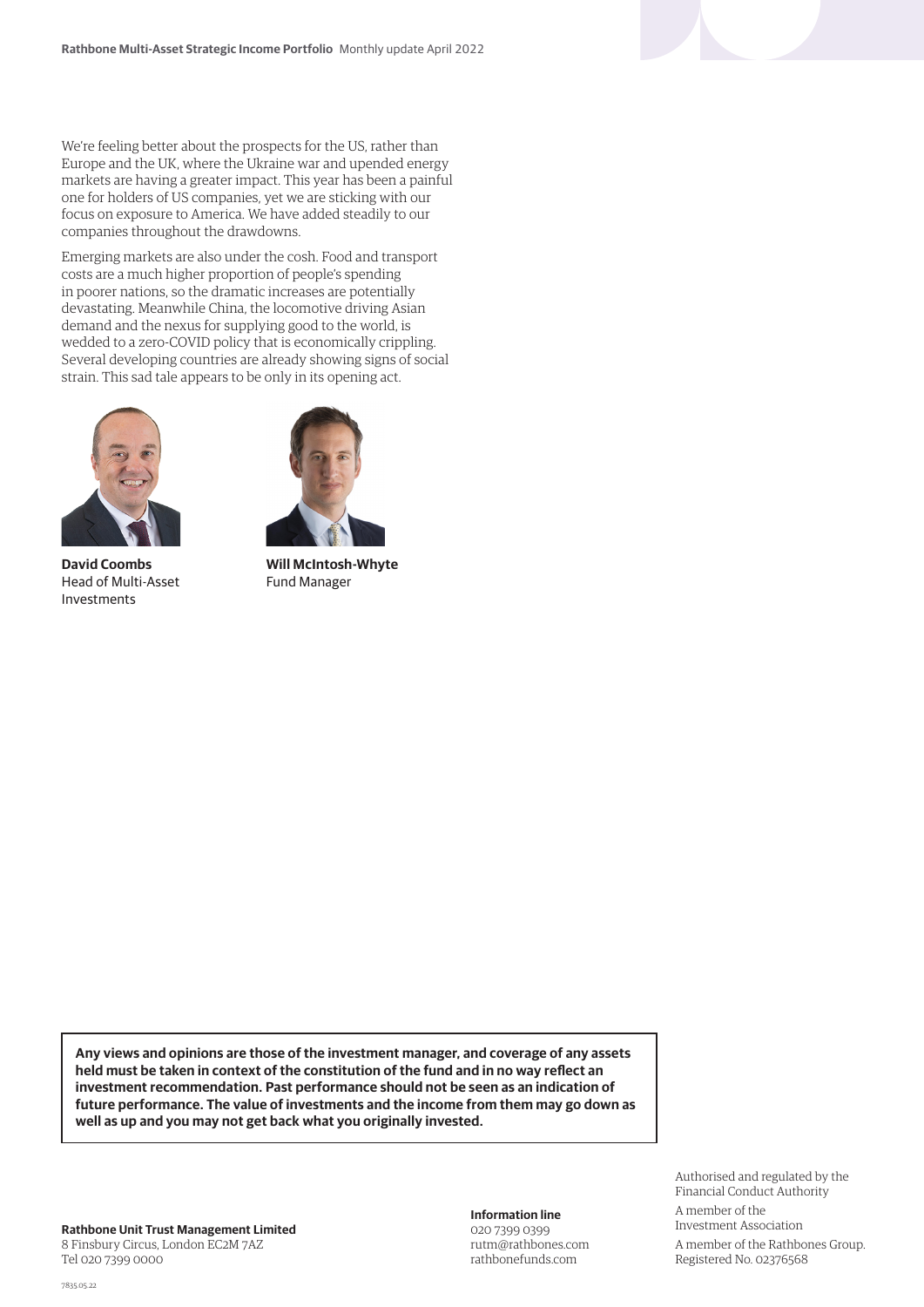We're feeling better about the prospects for the US, rather than Europe and the UK, where the Ukraine war and upended energy markets are having a greater impact. This year has been a painful one for holders of US companies, yet we are sticking with our focus on exposure to America. We have added steadily to our companies throughout the drawdowns.

Emerging markets are also under the cosh. Food and transport costs are a much higher proportion of people's spending in poorer nations, so the dramatic increases are potentially devastating. Meanwhile China, the locomotive driving Asian demand and the nexus for supplying good to the world, is wedded to a zero-COVID policy that is economically crippling. Several developing countries are already showing signs of social strain. This sad tale appears to be only in its opening act.

**David Coombs**
Head of Multi-Asset Investments

**Will McIntosh-Whyte**
Fund Manager

**Any views and opinions are those of the investment manager, and coverage of any assets held must be taken in context of the constitution of the fund and in no way reflect an investment recommendation. Past performance should not be seen as an indication of future performance. The value of investments and the income from them may go down as well as up and you may not get back what you originally invested.**

**Rathbone Unit Trust Management Limited**
8 Finsbury Circus, London EC2M 7AZ
Tel 020 7399 0000

**Information line**
020 7399 0399
rutm@rathbones.com
rathbonefunds.com

Authorised and regulated by the Financial Conduct Authority

A member of the Investment Association

A member of the Rathbones Group. Registered No. 02376568

7835.05.22